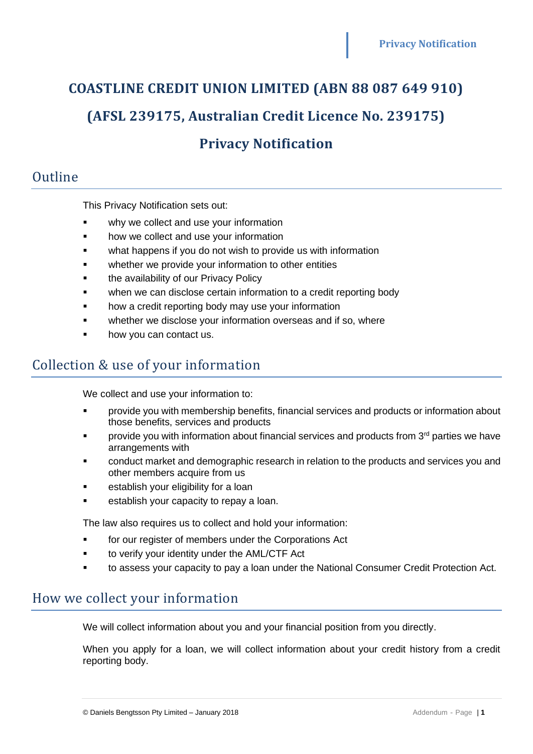# COASTLINE CREDIT UNION LIMITED (ABN 88 087 649 910)

# (AFSL 239175, Australian Credit Licence No. 239175)

# Privacy Notification

## Outline

This Privacy Notification sets out:

- why we collect and use your information
- how we collect and use your information
- what happens if you do not wish to provide us with information
- whether we provide your information to other entities
- the availability of our Privacy Policy
- when we can disclose certain information to a credit reporting body
- how a credit reporting body may use your information
- whether we disclose your information overseas and if so, where
- how you can contact us.

## Collection & use of your information

We collect and use your information to:

- provide you with membership benefits, financial services and products or information about those benefits, services and products
- provide you with information about financial services and products from 3rd parties we have arrangements with
- conduct market and demographic research in relation to the products and services you and other members acquire from us
- establish your eligibility for a loan
- establish your capacity to repay a loan.

The law also requires us to collect and hold your information:

- for our register of members under the Corporations Act
- to verify your identity under the AML/CTF Act
- to assess your capacity to pay a loan under the National Consumer Credit Protection Act.

## How we collect your information

We will collect information about you and your financial position from you directly.

When you apply for a loan, we will collect information about your credit history from a credit reporting body.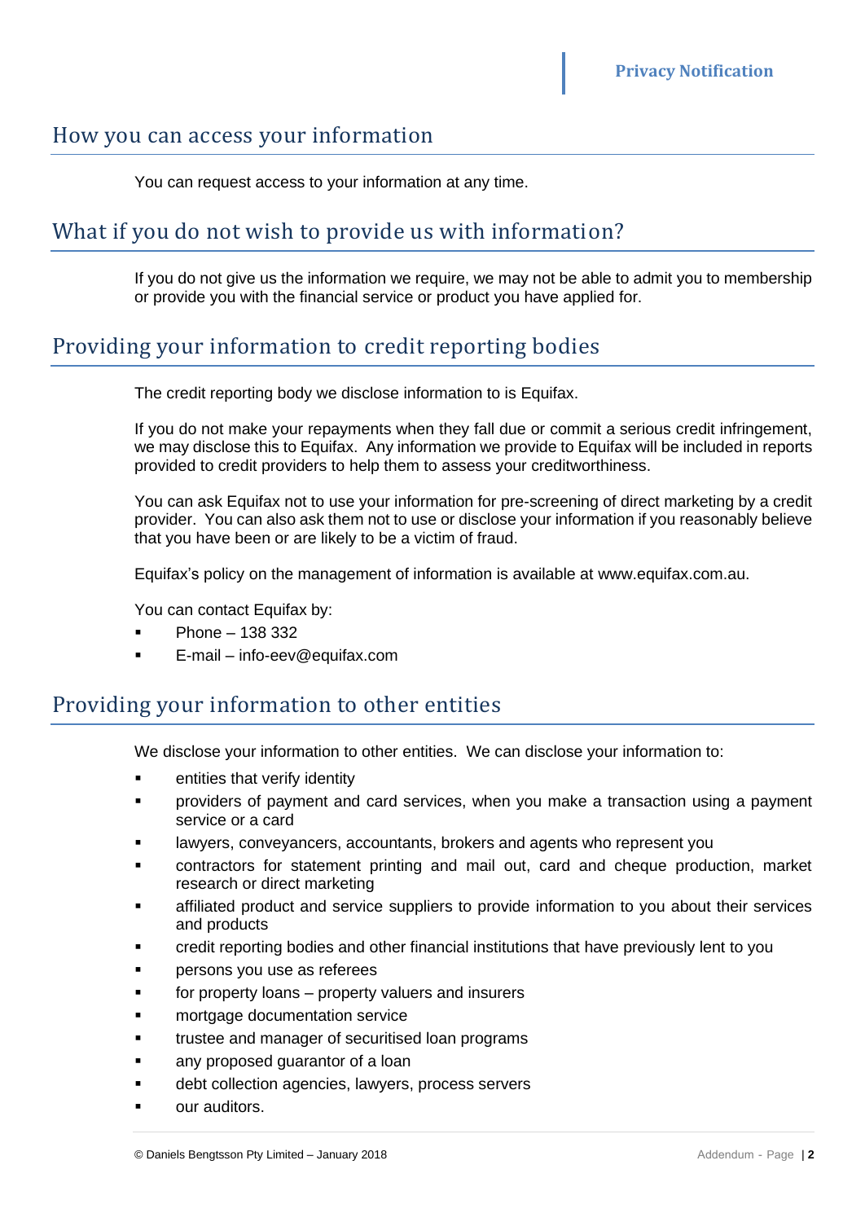## How you can access your information

You can request access to your information at any time.

## What if you do not wish to provide us with information?

If you do not give us the information we require, we may not be able to admit you to membership or provide you with the financial service or product you have applied for.

## Providing your information to credit reporting bodies

The credit reporting body we disclose information to is Equifax.

If you do not make your repayments when they fall due or commit a serious credit infringement, we may disclose this to Equifax. Any information we provide to Equifax will be included in reports provided to credit providers to help them to assess your creditworthiness.

You can ask Equifax not to use your information for pre-screening of direct marketing by a credit provider. You can also ask them not to use or disclose your information if you reasonably believe that you have been or are likely to be a victim of fraud.

Equifax's policy on the management of information is available at www.equifax.com.au.

You can contact Equifax by:

- Phone – 138 332
- E-mail – info-eev@equifax.com

## Providing your information to other entities

We disclose your information to other entities. We can disclose your information to:

- entities that verify identity
- providers of payment and card services, when you make a transaction using a payment service or a card
- lawyers, conveyancers, accountants, brokers and agents who represent you
- contractors for statement printing and mail out, card and cheque production, market research or direct marketing
- affiliated product and service suppliers to provide information to you about their services and products
- credit reporting bodies and other financial institutions that have previously lent to you
- persons you use as referees
- for property loans – property valuers and insurers
- mortgage documentation service
- trustee and manager of securitised loan programs
- any proposed guarantor of a loan
- debt collection agencies, lawyers, process servers
- our auditors.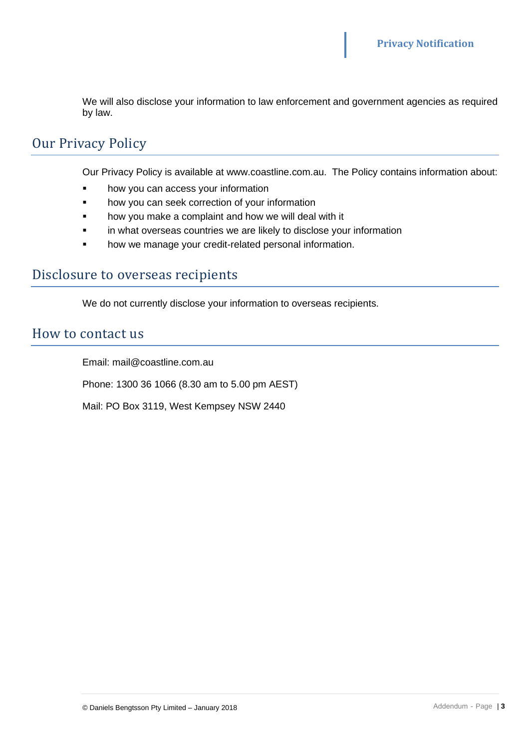We will also disclose your information to law enforcement and government agencies as required by law.

## Our Privacy Policy

Our Privacy Policy is available at www.coastline.com.au. The Policy contains information about:

- how you can access your information
- how you can seek correction of your information
- how you make a complaint and how we will deal with it
- in what overseas countries we are likely to disclose your information
- how we manage your credit-related personal information.

## Disclosure to overseas recipients

We do not currently disclose your information to overseas recipients.

## How to contact us

Email: mail@coastline.com.au

Phone: 1300 36 1066 (8.30 am to 5.00 pm AEST)

Mail: PO Box 3119, West Kempsey NSW 2440